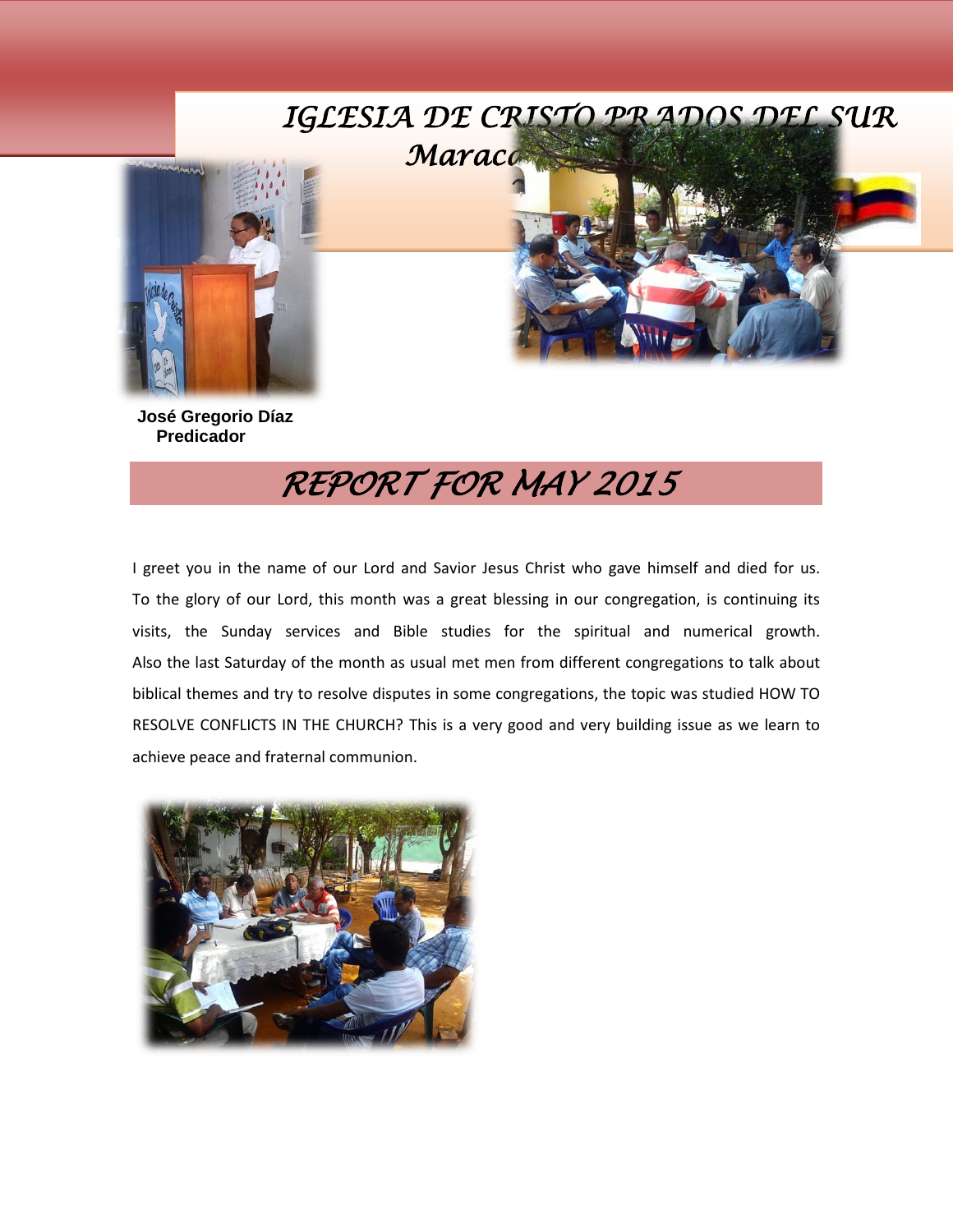# IGLESIA DE CRISTO PRADOS DEL SUR

Maraca

**José Gregorio Díaz**
**Predicador**

## REPORT FOR MAY 2015

I greet you in the name of our Lord and Savior Jesus Christ who gave himself and died for us. To the glory of our Lord, this month was a great blessing in our congregation, is continuing its visits, the Sunday services and Bible studies for the spiritual and numerical growth. Also the last Saturday of the month as usual met men from different congregations to talk about biblical themes and try to resolve disputes in some congregations, the topic was studied HOW TO RESOLVE CONFLICTS IN THE CHURCH? This is a very good and very building issue as we learn to achieve peace and fraternal communion.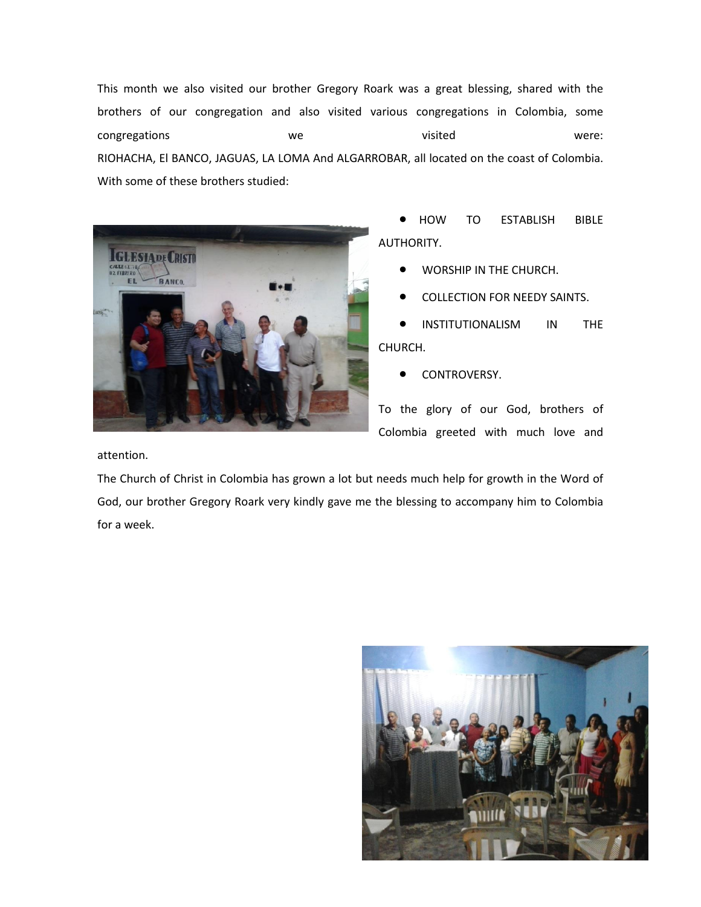This month we also visited our brother Gregory Roark was a great blessing, shared with the brothers of our congregation and also visited various congregations in Colombia, some congregations we visited were: RIOHACHA, El BANCO, JAGUAS, LA LOMA And ALGARROBAR, all located on the coast of Colombia. With some of these brothers studied:

- HOW TO ESTABLISH BIBLE AUTHORITY.
- WORSHIP IN THE CHURCH.
- COLLECTION FOR NEEDY SAINTS.
- INSTITUTIONALISM IN THE CHURCH.
- CONTROVERSY.

To the glory of our God, brothers of Colombia greeted with much love and attention.

The Church of Christ in Colombia has grown a lot but needs much help for growth in the Word of God, our brother Gregory Roark very kindly gave me the blessing to accompany him to Colombia for a week.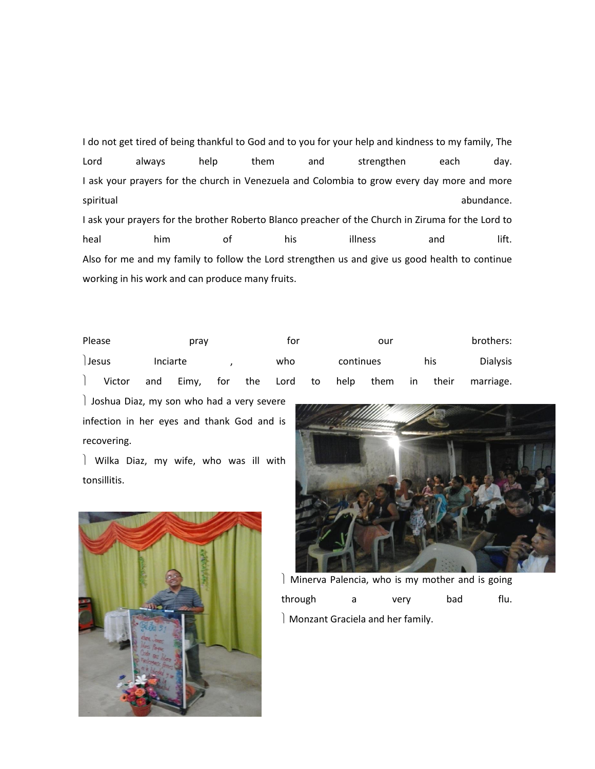I do not get tired of being thankful to God and to you for your help and kindness to my family, The Lord always help them and strengthen each day.
I ask your prayers for the church in Venezuela and Colombia to grow every day more and more spiritual abundance.
I ask your prayers for the brother Roberto Blanco preacher of the Church in Ziruma for the Lord to heal him of his illness and lift.
Also for me and my family to follow the Lord strengthen us and give us good health to continue working in his work and can produce many fruits.

Please pray for our brothers:

- Jesus Inciarte , who continues his Dialysis
- Victor and Eimy, for the Lord to help them in their marriage.
- Joshua Diaz, my son who had a very severe infection in her eyes and thank God and is recovering.
- Wilka Diaz, my wife, who was ill with tonsillitis.
- Minerva Palencia, who is my mother and is going through a very bad flu.
- Monzant Graciela and her family.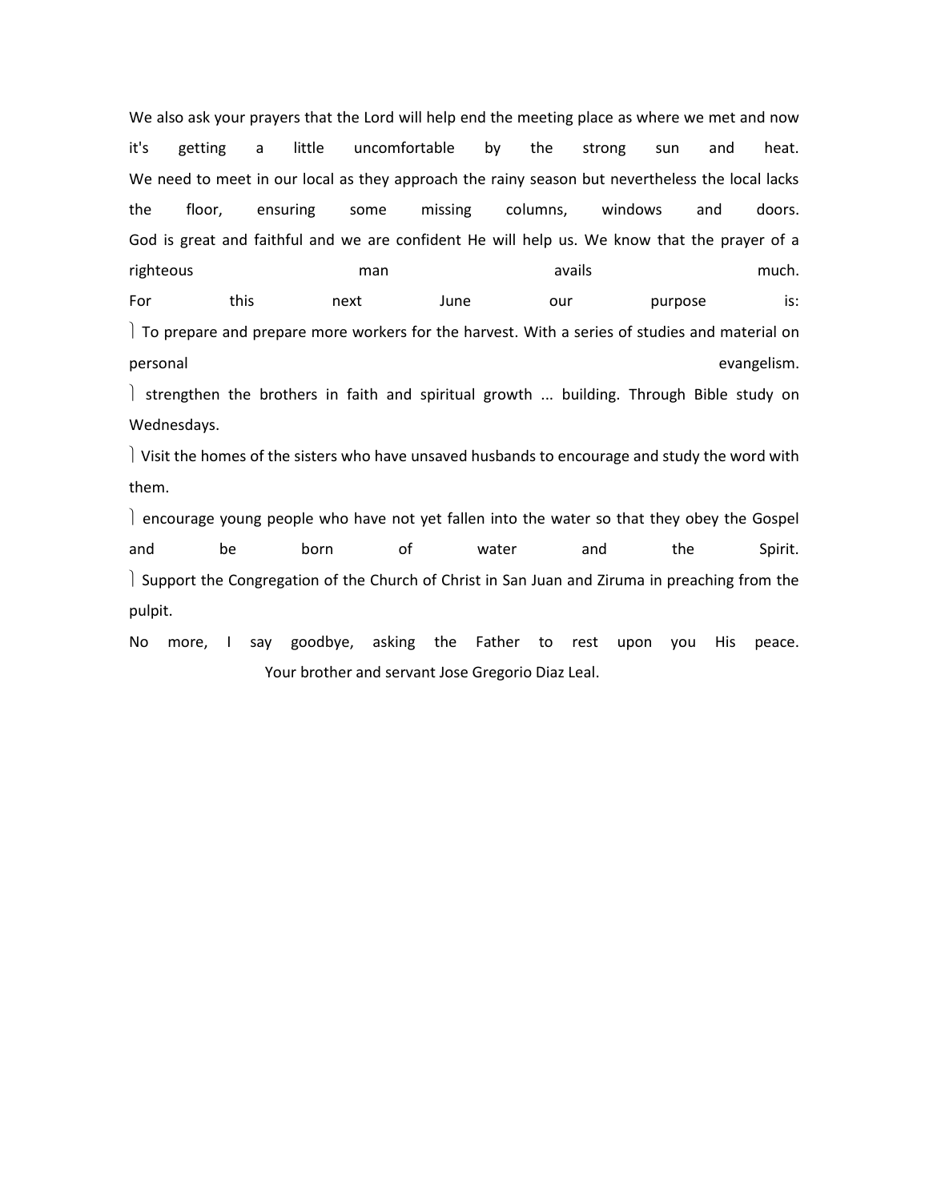We also ask your prayers that the Lord will help end the meeting place as where we met and now it's getting a little uncomfortable by the strong sun and heat.
We need to meet in our local as they approach the rainy season but nevertheless the local lacks the floor, ensuring some missing columns, windows and doors.
God is great and faithful and we are confident He will help us. We know that the prayer of a righteous man avails much.
For this next June our purpose is:

- To prepare and prepare more workers for the harvest. With a series of studies and material on personal evangelism.
- strengthen the brothers in faith and spiritual growth ... building. Through Bible study on Wednesdays.
- Visit the homes of the sisters who have unsaved husbands to encourage and study the word with them.
- encourage young people who have not yet fallen into the water so that they obey the Gospel and be born of water and the Spirit.
- Support the Congregation of the Church of Christ in San Juan and Ziruma in preaching from the pulpit.

No more, I say goodbye, asking the Father to rest upon you His peace.
Your brother and servant Jose Gregorio Diaz Leal.